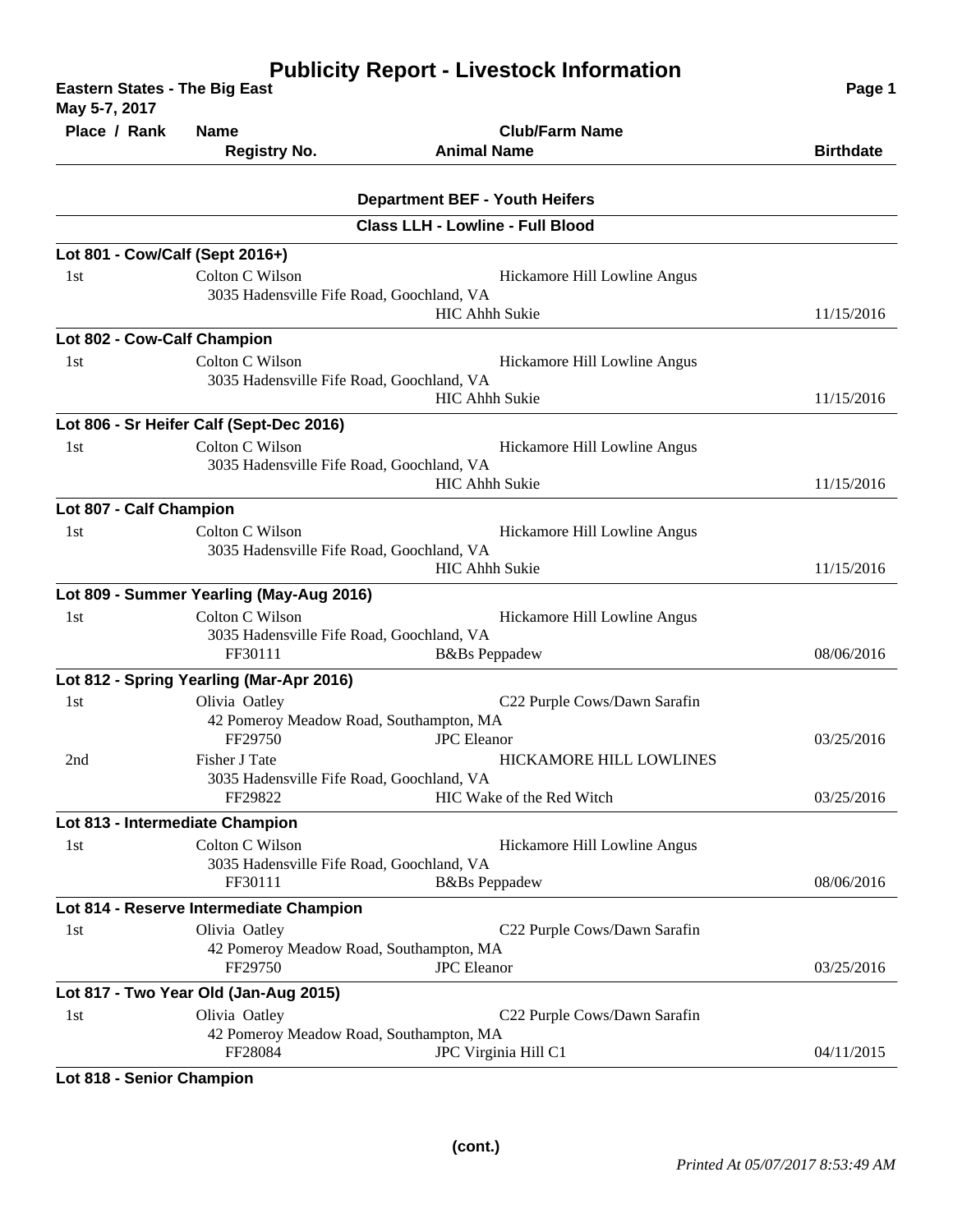# Publicity Report - Livestock Information

**Eastern States - The Big East**
**May 5-7, 2017**

| Place / Rank | Name / Registry No. | Club/Farm Name / Animal Name | Birthdate |
|---|---|---|---|

## Department BEF - Youth Heifers

### Class LLH - Lowline - Full Blood

**Lot 801 - Cow/Calf (Sept 2016+)**

| Place / Rank | Name / Registry No. | Club/Farm Name / Animal Name | Birthdate |
|---|---|---|---|
| 1st | Colton C Wilson<br>3035 Hadensville Fife Road, Goochland, VA | Hickamore Hill Lowline Angus<br>HIC Ahhh Sukie | 11/15/2016 |

**Lot 802 - Cow-Calf Champion**

| Place / Rank | Name / Registry No. | Club/Farm Name / Animal Name | Birthdate |
|---|---|---|---|
| 1st | Colton C Wilson<br>3035 Hadensville Fife Road, Goochland, VA | Hickamore Hill Lowline Angus<br>HIC Ahhh Sukie | 11/15/2016 |

**Lot 806 - Sr Heifer Calf (Sept-Dec 2016)**

| Place / Rank | Name / Registry No. | Club/Farm Name / Animal Name | Birthdate |
|---|---|---|---|
| 1st | Colton C Wilson<br>3035 Hadensville Fife Road, Goochland, VA | Hickamore Hill Lowline Angus<br>HIC Ahhh Sukie | 11/15/2016 |

**Lot 807 - Calf Champion**

| Place / Rank | Name / Registry No. | Club/Farm Name / Animal Name | Birthdate |
|---|---|---|---|
| 1st | Colton C Wilson<br>3035 Hadensville Fife Road, Goochland, VA | Hickamore Hill Lowline Angus<br>HIC Ahhh Sukie | 11/15/2016 |

**Lot 809 - Summer Yearling (May-Aug 2016)**

| Place / Rank | Name / Registry No. | Club/Farm Name / Animal Name | Birthdate |
|---|---|---|---|
| 1st | Colton C Wilson<br>3035 Hadensville Fife Road, Goochland, VA<br>FF30111 | Hickamore Hill Lowline Angus<br>B&Bs Peppadew | 08/06/2016 |

**Lot 812 - Spring Yearling (Mar-Apr 2016)**

| Place / Rank | Name / Registry No. | Club/Farm Name / Animal Name | Birthdate |
|---|---|---|---|
| 1st | Olivia Oatley<br>42 Pomeroy Meadow Road, Southampton, MA<br>FF29750 | C22 Purple Cows/Dawn Sarafin<br>JPC Eleanor | 03/25/2016 |
| 2nd | Fisher J Tate<br>3035 Hadensville Fife Road, Goochland, VA<br>FF29822 | HICKAMORE HILL LOWLINES<br>HIC Wake of the Red Witch | 03/25/2016 |

**Lot 813 - Intermediate Champion**

| Place / Rank | Name / Registry No. | Club/Farm Name / Animal Name | Birthdate |
|---|---|---|---|
| 1st | Colton C Wilson<br>3035 Hadensville Fife Road, Goochland, VA<br>FF30111 | Hickamore Hill Lowline Angus<br>B&Bs Peppadew | 08/06/2016 |

**Lot 814 - Reserve Intermediate Champion**

| Place / Rank | Name / Registry No. | Club/Farm Name / Animal Name | Birthdate |
|---|---|---|---|
| 1st | Olivia Oatley<br>42 Pomeroy Meadow Road, Southampton, MA<br>FF29750 | C22 Purple Cows/Dawn Sarafin<br>JPC Eleanor | 03/25/2016 |

**Lot 817 - Two Year Old (Jan-Aug 2015)**

| Place / Rank | Name / Registry No. | Club/Farm Name / Animal Name | Birthdate |
|---|---|---|---|
| 1st | Olivia Oatley<br>42 Pomeroy Meadow Road, Southampton, MA<br>FF28084 | C22 Purple Cows/Dawn Sarafin<br>JPC Virginia Hill C1 | 04/11/2015 |

**Lot 818 - Senior Champion**

**(cont.)**

*Printed At 05/07/2017 8:53:49 AM*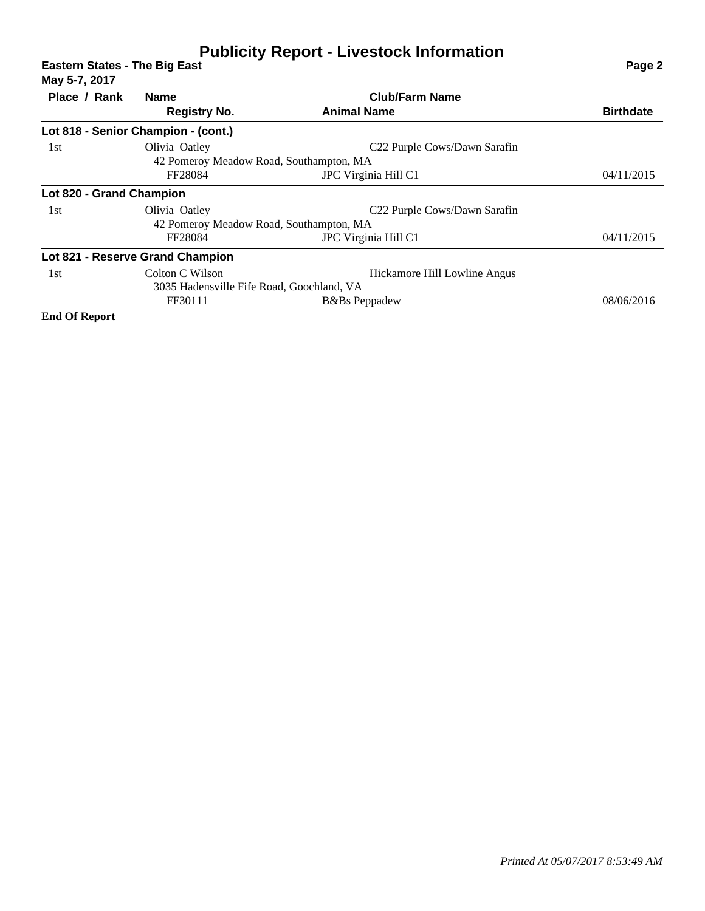# Publicity Report - Livestock Information

**Eastern States - The Big East**
**May 5-7, 2017**

| Place / Rank | Name / Registry No. | Club/Farm Name / Animal Name | Birthdate |
| --- | --- | --- | --- |
| **Lot 818 - Senior Champion - (cont.)** | | | |
| 1st | Olivia Oatley | C22 Purple Cows/Dawn Sarafin | |
| | 42 Pomeroy Meadow Road, Southampton, MA | | |
| | FF28084 | JPC Virginia Hill C1 | 04/11/2015 |
| **Lot 820 - Grand Champion** | | | |
| 1st | Olivia Oatley | C22 Purple Cows/Dawn Sarafin | |
| | 42 Pomeroy Meadow Road, Southampton, MA | | |
| | FF28084 | JPC Virginia Hill C1 | 04/11/2015 |
| **Lot 821 - Reserve Grand Champion** | | | |
| 1st | Colton C Wilson | Hickamore Hill Lowline Angus | |
| | 3035 Hadensville Fife Road, Goochland, VA | | |
| | FF30111 | B&Bs Peppadew | 08/06/2016 |

**End Of Report**

*Printed At 05/07/2017 8:53:49 AM*